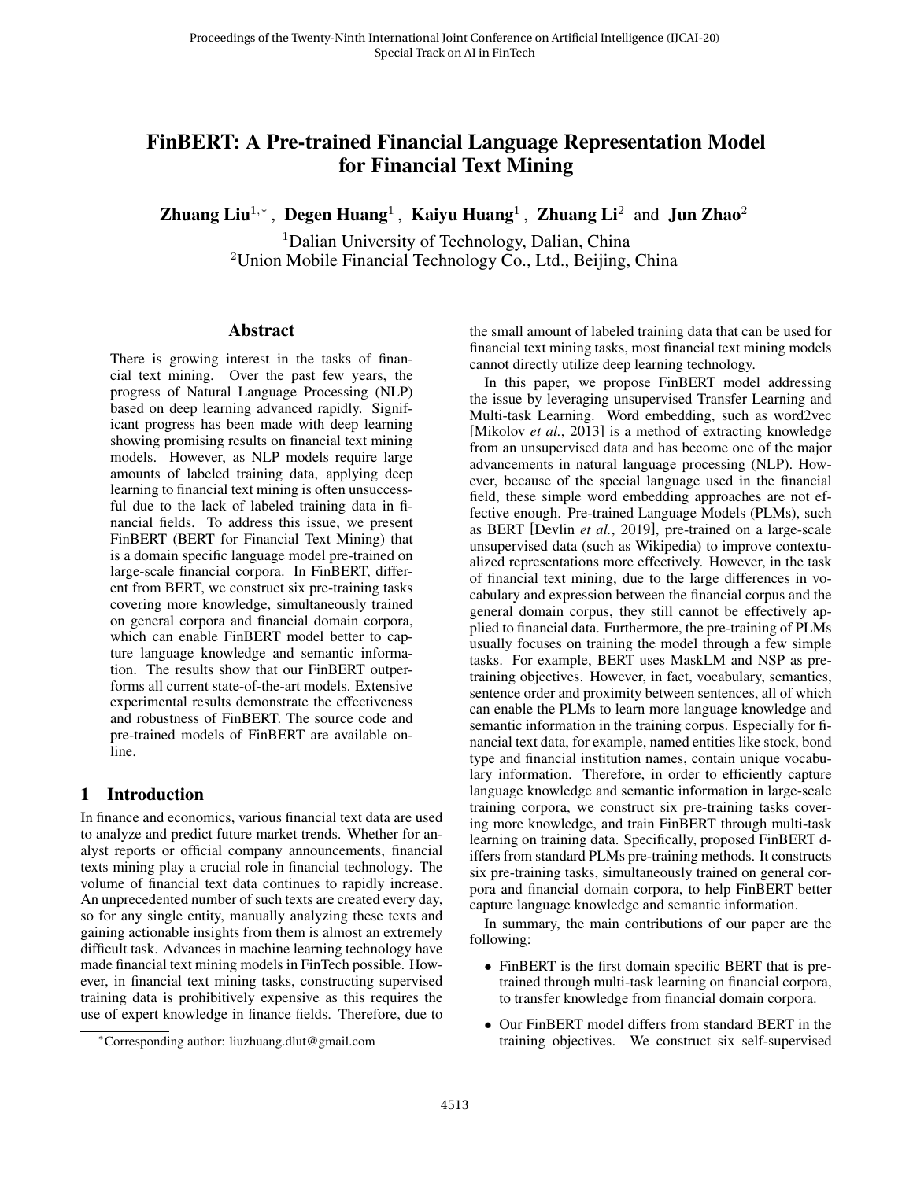# FinBERT: A Pre-trained Financial Language Representation Model for Financial Text Mining

**Zhuang Liu**[1,*] , **Degen Huang**[1] , **Kaiyu Huang**[1] , **Zhuang Li**[2] and **Jun Zhao**[2]

[1]Dalian University of Technology, Dalian, China
[2]Union Mobile Financial Technology Co., Ltd., Beijing, China

## Abstract

There is growing interest in the tasks of financial text mining. Over the past few years, the progress of Natural Language Processing (NLP) based on deep learning advanced rapidly. Significant progress has been made with deep learning showing promising results on financial text mining models. However, as NLP models require large amounts of labeled training data, applying deep learning to financial text mining is often unsuccessful due to the lack of labeled training data in financial fields. To address this issue, we present FinBERT (BERT for Financial Text Mining) that is a domain specific language model pre-trained on large-scale financial corpora. In FinBERT, different from BERT, we construct six pre-training tasks covering more knowledge, simultaneously trained on general corpora and financial domain corpora, which can enable FinBERT model better to capture language knowledge and semantic information. The results show that our FinBERT outperforms all current state-of-the-art models. Extensive experimental results demonstrate the effectiveness and robustness of FinBERT. The source code and pre-trained models of FinBERT are available online.

## 1 Introduction

In finance and economics, various financial text data are used to analyze and predict future market trends. Whether for analyst reports or official company announcements, financial texts mining play a crucial role in financial technology. The volume of financial text data continues to rapidly increase. An unprecedented number of such texts are created every day, so for any single entity, manually analyzing these texts and gaining actionable insights from them is almost an extremely difficult task. Advances in machine learning technology have made financial text mining models in FinTech possible. However, in financial text mining tasks, constructing supervised training data is prohibitively expensive as this requires the use of expert knowledge in finance fields. Therefore, due to the small amount of labeled training data that can be used for financial text mining tasks, most financial text mining models cannot directly utilize deep learning technology.

In this paper, we propose FinBERT model addressing the issue by leveraging unsupervised Transfer Learning and Multi-task Learning. Word embedding, such as word2vec [Mikolov *et al.*, 2013] is a method of extracting knowledge from an unsupervised data and has become one of the major advancements in natural language processing (NLP). However, because of the special language used in the financial field, these simple word embedding approaches are not effective enough. Pre-trained Language Models (PLMs), such as BERT [Devlin *et al.*, 2019], pre-trained on a large-scale unsupervised data (such as Wikipedia) to improve contextualized representations more effectively. However, in the task of financial text mining, due to the large differences in vocabulary and expression between the financial corpus and the general domain corpus, they still cannot be effectively applied to financial data. Furthermore, the pre-training of PLMs usually focuses on training the model through a few simple tasks. For example, BERT uses MaskLM and NSP as pre-training objectives. However, in fact, vocabulary, semantics, sentence order and proximity between sentences, all of which can enable the PLMs to learn more language knowledge and semantic information in the training corpus. Especially for financial text data, for example, named entities like stock, bond type and financial institution names, contain unique vocabulary information. Therefore, in order to efficiently capture language knowledge and semantic information in large-scale training corpora, we construct six pre-training tasks covering more knowledge, and train FinBERT through multi-task learning on training data. Specifically, proposed FinBERT differs from standard PLMs pre-training methods. It constructs six pre-training tasks, simultaneously trained on general corpora and financial domain corpora, to help FinBERT better capture language knowledge and semantic information.

In summary, the main contributions of our paper are the following:

- FinBERT is the first domain specific BERT that is pre-trained through multi-task learning on financial corpora, to transfer knowledge from financial domain corpora.
- Our FinBERT model differs from standard BERT in the training objectives. We construct six self-supervised

[*]Corresponding author: liuzhuang.dlut@gmail.com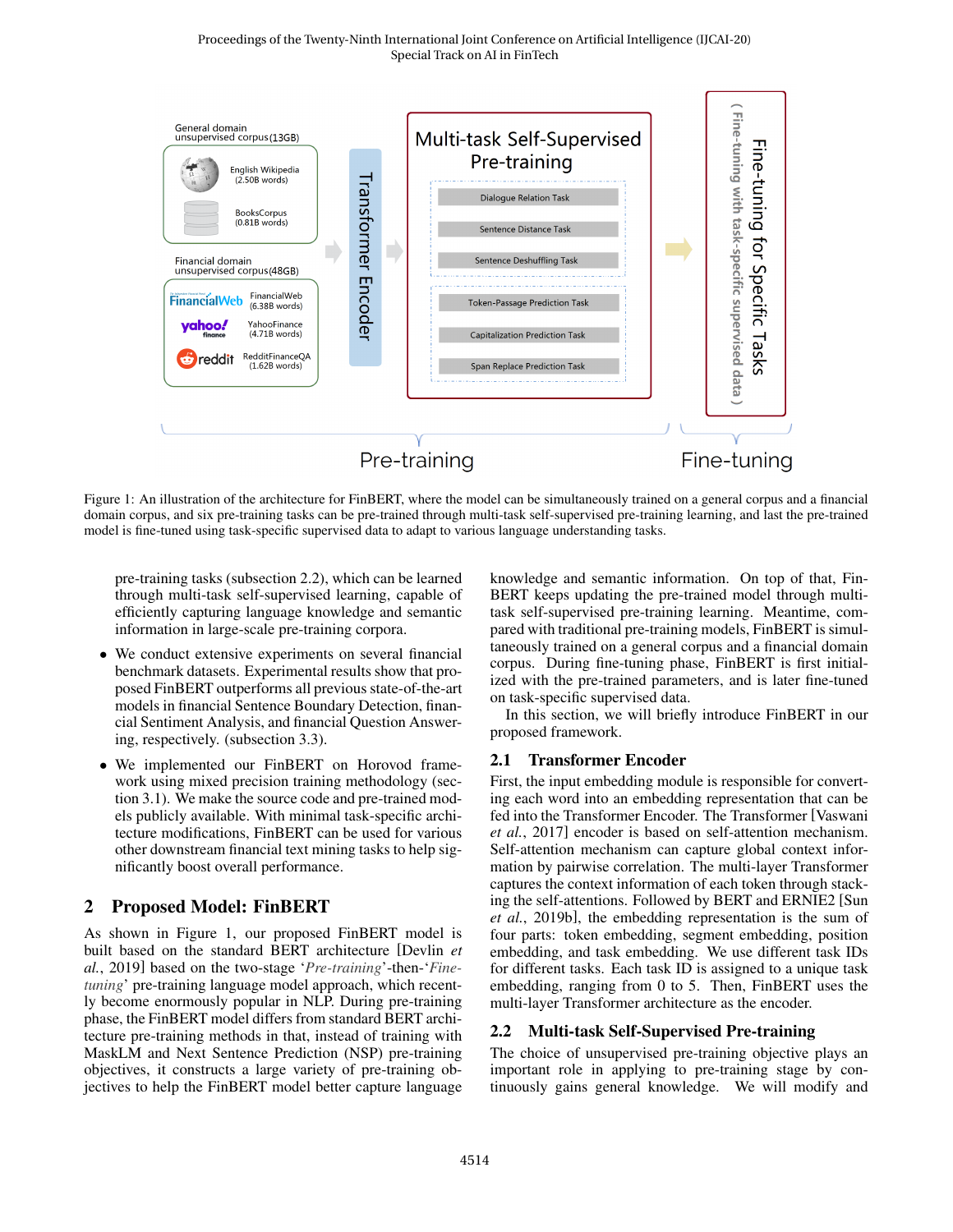Figure 1: An illustration of the architecture for FinBERT, where the model can be simultaneously trained on a general corpus and a financial domain corpus, and six pre-training tasks can be pre-trained through multi-task self-supervised pre-training learning, and last the pre-trained model is fine-tuned using task-specific supervised data to adapt to various language understanding tasks.

pre-training tasks (subsection 2.2), which can be learned through multi-task self-supervised learning, capable of efficiently capturing language knowledge and semantic information in large-scale pre-training corpora.

- We conduct extensive experiments on several financial benchmark datasets. Experimental results show that proposed FinBERT outperforms all previous state-of-the-art models in financial Sentence Boundary Detection, financial Sentiment Analysis, and financial Question Answering, respectively. (subsection 3.3).
- We implemented our FinBERT on Horovod framework using mixed precision training methodology (section 3.1). We make the source code and pre-trained models publicly available. With minimal task-specific architecture modifications, FinBERT can be used for various other downstream financial text mining tasks to help significantly boost overall performance.

## 2 Proposed Model: FinBERT

As shown in Figure 1, our proposed FinBERT model is built based on the standard BERT architecture [Devlin *et al.*, 2019] based on the two-stage '*Pre-training*'-then-'*Fine-tuning*' pre-training language model approach, which recently become enormously popular in NLP. During pre-training phase, the FinBERT model differs from standard BERT architecture pre-training methods in that, instead of training with MaskLM and Next Sentence Prediction (NSP) pre-training objectives, it constructs a large variety of pre-training objectives to help the FinBERT model better capture language knowledge and semantic information. On top of that, FinBERT keeps updating the pre-trained model through multi-task self-supervised pre-training learning. Meantime, compared with traditional pre-training models, FinBERT is simultaneously trained on a general corpus and a financial domain corpus. During fine-tuning phase, FinBERT is first initialized with the pre-trained parameters, and is later fine-tuned on task-specific supervised data.

In this section, we will briefly introduce FinBERT in our proposed framework.

### 2.1 Transformer Encoder

First, the input embedding module is responsible for converting each word into an embedding representation that can be fed into the Transformer Encoder. The Transformer [Vaswani *et al.*, 2017] encoder is based on self-attention mechanism. Self-attention mechanism can capture global context information by pairwise correlation. The multi-layer Transformer captures the context information of each token through stacking the self-attentions. Followed by BERT and ERNIE2 [Sun *et al.*, 2019b], the embedding representation is the sum of four parts: token embedding, segment embedding, position embedding, and task embedding. We use different task IDs for different tasks. Each task ID is assigned to a unique task embedding, ranging from 0 to 5. Then, FinBERT uses the multi-layer Transformer architecture as the encoder.

### 2.2 Multi-task Self-Supervised Pre-training

The choice of unsupervised pre-training objective plays an important role in applying to pre-training stage by continuously gains general knowledge. We will modify and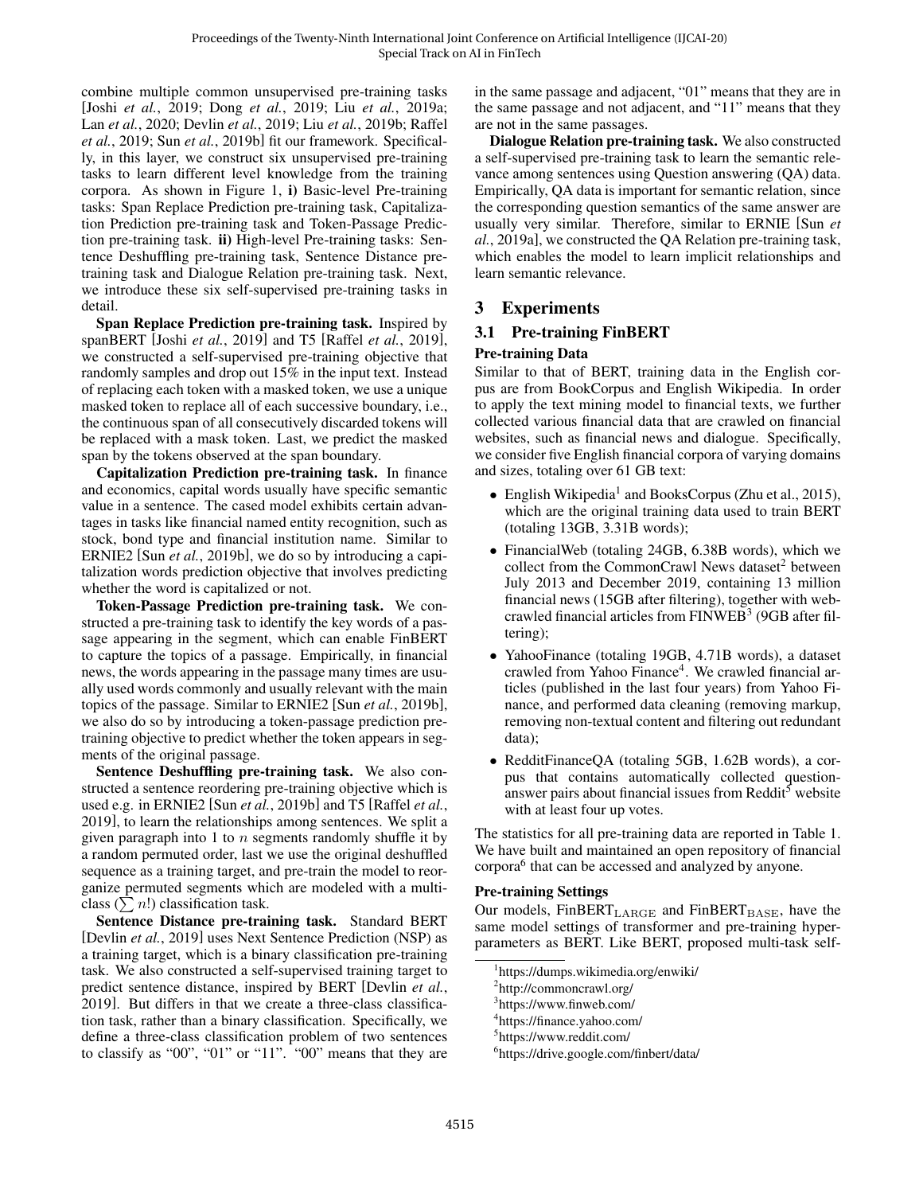combine multiple common unsupervised pre-training tasks [Joshi *et al.*, 2019; Dong *et al.*, 2019; Liu *et al.*, 2019a; Lan *et al.*, 2020; Devlin *et al.*, 2019; Liu *et al.*, 2019b; Raffel *et al.*, 2019; Sun *et al.*, 2019b] fit our framework. Specifically, in this layer, we construct six unsupervised pre-training tasks to learn different level knowledge from the training corpora. As shown in Figure 1, **i)** Basic-level Pre-training tasks: Span Replace Prediction pre-training task, Capitalization Prediction pre-training task and Token-Passage Prediction pre-training task. **ii)** High-level Pre-training tasks: Sentence Deshuffling pre-training task, Sentence Distance pre-training task and Dialogue Relation pre-training task. Next, we introduce these six self-supervised pre-training tasks in detail.

**Span Replace Prediction pre-training task.** Inspired by spanBERT [Joshi *et al.*, 2019] and T5 [Raffel *et al.*, 2019], we constructed a self-supervised pre-training objective that randomly samples and drop out 15% in the input text. Instead of replacing each token with a masked token, we use a unique masked token to replace all of each successive boundary, i.e., the continuous span of all consecutively discarded tokens will be replaced with a mask token. Last, we predict the masked span by the tokens observed at the span boundary.

**Capitalization Prediction pre-training task.** In finance and economics, capital words usually have specific semantic value in a sentence. The cased model exhibits certain advantages in tasks like financial named entity recognition, such as stock, bond type and financial institution name. Similar to ERNIE2 [Sun *et al.*, 2019b], we do so by introducing a capitalization words prediction objective that involves predicting whether the word is capitalized or not.

**Token-Passage Prediction pre-training task.** We constructed a pre-training task to identify the key words of a passage appearing in the segment, which can enable FinBERT to capture the topics of a passage. Empirically, in financial news, the words appearing in the passage many times are usually used words commonly and usually relevant with the main topics of the passage. Similar to ERNIE2 [Sun *et al.*, 2019b], we also do so by introducing a token-passage prediction pre-training objective to predict whether the token appears in segments of the original passage.

**Sentence Deshuffling pre-training task.** We also constructed a sentence reordering pre-training objective which is used e.g. in ERNIE2 [Sun *et al.*, 2019b] and T5 [Raffel *et al.*, 2019], to learn the relationships among sentences. We split a given paragraph into 1 to $n$ segments randomly shuffle it by a random permuted order, last we use the original deshuffled sequence as a training target, and pre-train the model to reorganize permuted segments which are modeled with a multi-class ($\sum n!$) classification task.

**Sentence Distance pre-training task.** Standard BERT [Devlin *et al.*, 2019] uses Next Sentence Prediction (NSP) as a training target, which is a binary classification pre-training task. We also constructed a self-supervised training target to predict sentence distance, inspired by BERT [Devlin *et al.*, 2019]. But differs in that we create a three-class classification task, rather than a binary classification. Specifically, we define a three-class classification problem of two sentences to classify as "00", "01" or "11". "00" means that they are in the same passage and adjacent, "01" means that they are in the same passage and not adjacent, and "11" means that they are not in the same passages.

**Dialogue Relation pre-training task.** We also constructed a self-supervised pre-training task to learn the semantic relevance among sentences using Question answering (QA) data. Empirically, QA data is important for semantic relation, since the corresponding question semantics of the same answer are usually very similar. Therefore, similar to ERNIE [Sun *et al.*, 2019a], we constructed the QA Relation pre-training task, which enables the model to learn implicit relationships and learn semantic relevance.

# 3 Experiments

## 3.1 Pre-training FinBERT

### Pre-training Data

Similar to that of BERT, training data in the English corpus are from BookCorpus and English Wikipedia. In order to apply the text mining model to financial texts, we further collected various financial data that are crawled on financial websites, such as financial news and dialogue. Specifically, we consider five English financial corpora of varying domains and sizes, totaling over 61 GB text:

- English Wikipedia[1] and BooksCorpus (Zhu et al., 2015), which are the original training data used to train BERT (totaling 13GB, 3.31B words);
- FinancialWeb (totaling 24GB, 6.38B words), which we collect from the CommonCrawl News dataset[2] between July 2013 and December 2019, containing 13 million financial news (15GB after filtering), together with web-crawled financial articles from FINWEB[3] (9GB after filtering);
- YahooFinance (totaling 19GB, 4.71B words), a dataset crawled from Yahoo Finance[4]. We crawled financial articles (published in the last four years) from Yahoo Finance, and performed data cleaning (removing markup, removing non-textual content and filtering out redundant data);
- RedditFinanceQA (totaling 5GB, 1.62B words), a corpus that contains automatically collected question-answer pairs about financial issues from Reddit[5] website with at least four up votes.

The statistics for all pre-training data are reported in Table 1. We have built and maintained an open repository of financial corpora[6] that can be accessed and analyzed by anyone.

### Pre-training Settings

Our models, FinBERT$_{\mathrm{LARGE}}$ and FinBERT$_{\mathrm{BASE}}$, have the same model settings of transformer and pre-training hyper-parameters as BERT. Like BERT, proposed multi-task self-

[1] https://dumps.wikimedia.org/enwiki/

[2] http://commoncrawl.org/

[3] https://www.finweb.com/

[4] https://finance.yahoo.com/

[5] https://www.reddit.com/

[6] https://drive.google.com/finbert/data/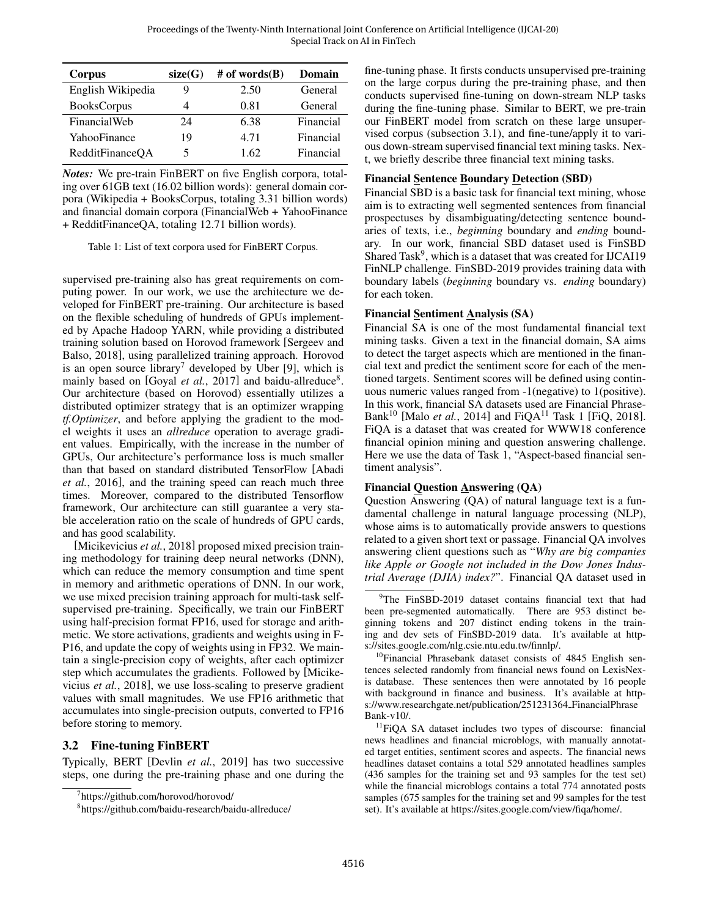| Corpus | size(G) | # of words(B) | Domain |
|---|---|---|---|
| English Wikipedia | 9 | 2.50 | General |
| BooksCorpus | 4 | 0.81 | General |
| FinancialWeb | 24 | 6.38 | Financial |
| YahooFinance | 19 | 4.71 | Financial |
| RedditFinanceQA | 5 | 1.62 | Financial |

***Notes:*** We pre-train FinBERT on five English corpora, totaling over 61GB text (16.02 billion words): general domain corpora (Wikipedia + BooksCorpus, totaling 3.31 billion words) and financial domain corpora (FinancialWeb + YahooFinance + RedditFinanceQA, totaling 12.71 billion words).

Table 1: List of text corpora used for FinBERT Corpus.

supervised pre-training also has great requirements on computing power. In our work, we use the architecture we developed for FinBERT pre-training. Our architecture is based on the flexible scheduling of hundreds of GPUs implemented by Apache Hadoop YARN, while providing a distributed training solution based on Horovod framework [Sergeev and Balso, 2018], using parallelized training approach. Horovod is an open source library[7] developed by Uber [9], which is mainly based on [Goyal *et al.*, 2017] and baidu-allreduce[8]. Our architecture (based on Horovod) essentially utilizes a distributed optimizer strategy that is an optimizer wrapping *tf.Optimizer*, and before applying the gradient to the model weights it uses an *allreduce* operation to average gradient values. Empirically, with the increase in the number of GPUs, Our architecture's performance loss is much smaller than that based on standard distributed TensorFlow [Abadi *et al.*, 2016], and the training speed can reach much three times. Moreover, compared to the distributed Tensorflow framework, Our architecture can still guarantee a very stable acceleration ratio on the scale of hundreds of GPU cards, and has good scalability.

[Micikevicius *et al.*, 2018] proposed mixed precision training methodology for training deep neural networks (DNN), which can reduce the memory consumption and time spent in memory and arithmetic operations of DNN. In our work, we use mixed precision training approach for multi-task self-supervised pre-training. Specifically, we train our FinBERT using half-precision format FP16, used for storage and arithmetic. We store activations, gradients and weights using in FP16, and update the copy of weights using in FP32. We maintain a single-precision copy of weights, after each optimizer step which accumulates the gradients. Followed by [Micikevicius *et al.*, 2018], we use loss-scaling to preserve gradient values with small magnitudes. We use FP16 arithmetic that accumulates into single-precision outputs, converted to FP16 before storing to memory.

## 3.2 Fine-tuning FinBERT

Typically, BERT [Devlin *et al.*, 2019] has two successive steps, one during the pre-training phase and one during the fine-tuning phase. It firsts conducts unsupervised pre-training on the large corpus during the pre-training phase, and then conducts supervised fine-tuning on down-stream NLP tasks during the fine-tuning phase. Similar to BERT, we pre-train our FinBERT model from scratch on these large unsupervised corpus (subsection 3.1), and fine-tune/apply it to various down-stream supervised financial text mining tasks. Next, we briefly describe three financial text mining tasks.

**Financial Sentence Boundary Detection (SBD)**

Financial SBD is a basic task for financial text mining, whose aim is to extracting well segmented sentences from financial prospectuses by disambiguating/detecting sentence boundaries of texts, i.e., *beginning* boundary and *ending* boundary. In our work, financial SBD dataset used is FinSBD Shared Task[9], which is a dataset that was created for IJCAI19 FinNLP challenge. FinSBD-2019 provides training data with boundary labels (*beginning* boundary vs. *ending* boundary) for each token.

**Financial Sentiment Analysis (SA)**

Financial SA is one of the most fundamental financial text mining tasks. Given a text in the financial domain, SA aims to detect the target aspects which are mentioned in the financial text and predict the sentiment score for each of the mentioned targets. Sentiment scores will be defined using continuous numeric values ranged from -1(negative) to 1(positive). In this work, financial SA datasets used are Financial PhraseBank[10] [Malo *et al.*, 2014] and FiQA[11] Task 1 [FiQ, 2018]. FiQA is a dataset that was created for WWW18 conference financial opinion mining and question answering challenge. Here we use the data of Task 1, "Aspect-based financial sentiment analysis".

**Financial Question Answering (QA)**

Question Answering (QA) of natural language text is a fundamental challenge in natural language processing (NLP), whose aims is to automatically provide answers to questions related to a given short text or passage. Financial QA involves answering client questions such as "*Why are big companies like Apple or Google not included in the Dow Jones Industrial Average (DJIA) index?*". Financial QA dataset used in

---

[7] https://github.com/horovod/horovod/

[8] https://github.com/baidu-research/baidu-allreduce/

[9] The FinSBD-2019 dataset contains financial text that had been pre-segmented automatically. There are 953 distinct beginning tokens and 207 distinct ending tokens in the training and dev sets of FinSBD-2019 data. It's available at https://sites.google.com/nlg.csie.ntu.edu.tw/finnlp/.

[10] Financial Phrasebank dataset consists of 4845 English sentences selected randomly from financial news found on LexisNexis database. These sentences then were annotated by 16 people with background in finance and business. It's available at https://www.researchgate.net/publication/251231364_FinancialPhraseBank-v10/.

[11] FiQA SA dataset includes two types of discourse: financial news headlines and financial microblogs, with manually annotated target entities, sentiment scores and aspects. The financial news headlines dataset contains a total 529 annotated headlines samples (436 samples for the training set and 93 samples for the test set) while the financial microblogs contains a total 774 annotated posts samples (675 samples for the training set and 99 samples for the test set). It's available at https://sites.google.com/view/fiqa/home/.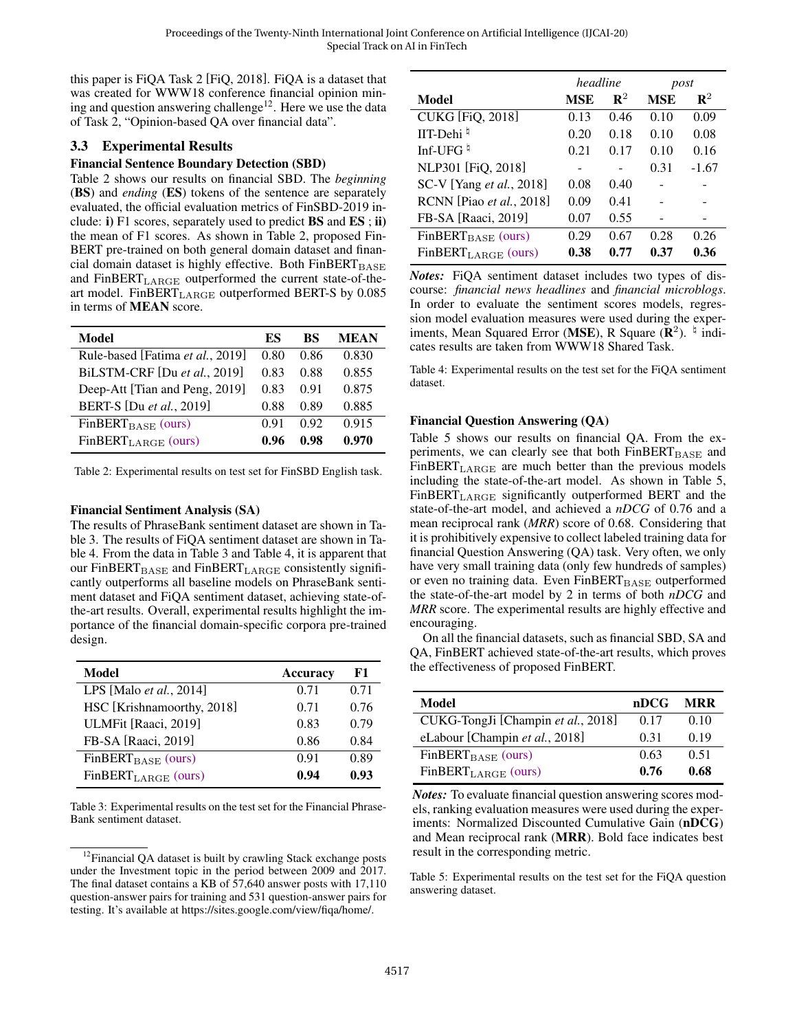this paper is FiQA Task 2 [FiQ, 2018]. FiQA is a dataset that was created for WWW18 conference financial opinion mining and question answering challenge[12]. Here we use the data of Task 2, "Opinion-based QA over financial data".

### 3.3 Experimental Results

**Financial Sentence Boundary Detection (SBD)**

Table 2 shows our results on financial SBD. The *beginning* (**BS**) and *ending* (**ES**) tokens of the sentence are separately evaluated, the official evaluation metrics of FinSBD-2019 include: **i)** F1 scores, separately used to predict **BS** and **ES** ; **ii)** the mean of F1 scores. As shown in Table 2, proposed FinBERT pre-trained on both general domain dataset and financial domain dataset is highly effective. Both $\text{FinBERT}_{\text{BASE}}$ and $\text{FinBERT}_{\text{LARGE}}$ outperformed the current state-of-the-art model. $\text{FinBERT}_{\text{LARGE}}$ outperformed BERT-S by 0.085 in terms of **MEAN** score.

| Model | ES | BS | MEAN |
|---|---|---|---|
| Rule-based [Fatima *et al.*, 2019] | 0.80 | 0.86 | 0.830 |
| BiLSTM-CRF [Du *et al.*, 2019] | 0.83 | 0.88 | 0.855 |
| Deep-Att [Tian and Peng, 2019] | 0.83 | 0.91 | 0.875 |
| BERT-S [Du *et al.*, 2019] | 0.88 | 0.89 | 0.885 |
| $\text{FinBERT}_{\text{BASE}}$ (ours) | 0.91 | 0.92 | 0.915 |
| $\text{FinBERT}_{\text{LARGE}}$ (ours) | **0.96** | **0.98** | **0.970** |

Table 2: Experimental results on test set for FinSBD English task.

**Financial Sentiment Analysis (SA)**

The results of PhraseBank sentiment dataset are shown in Table 3. The results of FiQA sentiment dataset are shown in Table 4. From the data in Table 3 and Table 4, it is apparent that our $\text{FinBERT}_{\text{BASE}}$ and $\text{FinBERT}_{\text{LARGE}}$ consistently significantly outperforms all baseline models on PhraseBank sentiment dataset and FiQA sentiment dataset, achieving state-of-the-art results. Overall, experimental results highlight the importance of the financial domain-specific corpora pre-trained design.

| Model | Accuracy | F1 |
|---|---|---|
| LPS [Malo *et al.*, 2014] | 0.71 | 0.71 |
| HSC [Krishnamoorthy, 2018] | 0.71 | 0.76 |
| ULMFit [Raaci, 2019] | 0.83 | 0.79 |
| FB-SA [Raaci, 2019] | 0.86 | 0.84 |
| $\text{FinBERT}_{\text{BASE}}$ (ours) | 0.91 | 0.89 |
| $\text{FinBERT}_{\text{LARGE}}$ (ours) | **0.94** | **0.93** |

Table 3: Experimental results on the test set for the Financial PhraseBank sentiment dataset.

| | *headline* | | *post* | |
|---|---|---|---|---|
| **Model** | **MSE** | $\mathbf{R}^2$ | **MSE** | $\mathbf{R}^2$ |
| CUKG [FiQ, 2018] | 0.13 | 0.46 | 0.10 | 0.09 |
| IIT-Dehi ♮ | 0.20 | 0.18 | 0.10 | 0.08 |
| Inf-UFG ♮ | 0.21 | 0.17 | 0.10 | 0.16 |
| NLP301 [FiQ, 2018] | - | - | 0.31 | -1.67 |
| SC-V [Yang *et al.*, 2018] | 0.08 | 0.40 | - | - |
| RCNN [Piao *et al.*, 2018] | 0.09 | 0.41 | - | - |
| FB-SA [Raaci, 2019] | 0.07 | 0.55 | - | - |
| $\text{FinBERT}_{\text{BASE}}$ (ours) | 0.29 | 0.67 | 0.28 | 0.26 |
| $\text{FinBERT}_{\text{LARGE}}$ (ours) | **0.38** | **0.77** | **0.37** | **0.36** |

***Notes:*** FiQA sentiment dataset includes two types of discourse: *financial news headlines* and *financial microblogs*. In order to evaluate the sentiment scores models, regression model evaluation measures were used during the experiments, Mean Squared Error (**MSE**), R Square ($\mathbf{R}^2$). ♮ indicates results are taken from WWW18 Shared Task.

Table 4: Experimental results on the test set for the FiQA sentiment dataset.

**Financial Question Answering (QA)**

Table 5 shows our results on financial QA. From the experiments, we can clearly see that both $\text{FinBERT}_{\text{BASE}}$ and $\text{FinBERT}_{\text{LARGE}}$ are much better than the previous models including the state-of-the-art model. As shown in Table 5, $\text{FinBERT}_{\text{LARGE}}$ significantly outperformed BERT and the state-of-the-art model, and achieved a *nDCG* of 0.76 and a mean reciprocal rank (*MRR*) score of 0.68. Considering that it is prohibitively expensive to collect labeled training data for financial Question Answering (QA) task. Very often, we only have very small training data (only few hundreds of samples) or even no training data. Even $\text{FinBERT}_{\text{BASE}}$ outperformed the state-of-the-art model by 2 in terms of *nDCG* and *MRR* score. The experimental results are highly effective and encouraging.

On all the financial datasets, such as financial SBD, SA and QA, FinBERT achieved state-of-the-art results, which proves the effectiveness of proposed FinBERT.

| Model | nDCG | MRR |
|---|---|---|
| CUKG-TongJi [Champin *et al.*, 2018] | 0.17 | 0.10 |
| eLabour [Champin *et al.*, 2018] | 0.31 | 0.19 |
| $\text{FinBERT}_{\text{BASE}}$ (ours) | 0.63 | 0.51 |
| $\text{FinBERT}_{\text{LARGE}}$ (ours) | **0.76** | **0.68** |

***Notes:*** To evaluate financial question answering scores models, ranking evaluation measures were used during the experiments: Normalized Discounted Cumulative Gain (**nDCG**) and Mean reciprocal rank (**MRR**). Bold face indicates best result in the corresponding metric.

Table 5: Experimental results on the test set for the FiQA question answering dataset.

[12] Financial QA dataset is built by crawling Stack exchange posts under the Investment topic in the period between 2009 and 2017. The final dataset contains a KB of 57,640 answer posts with 17,110 question-answer pairs for training and 531 question-answer pairs for testing. It's available at https://sites.google.com/view/fiqa/home/.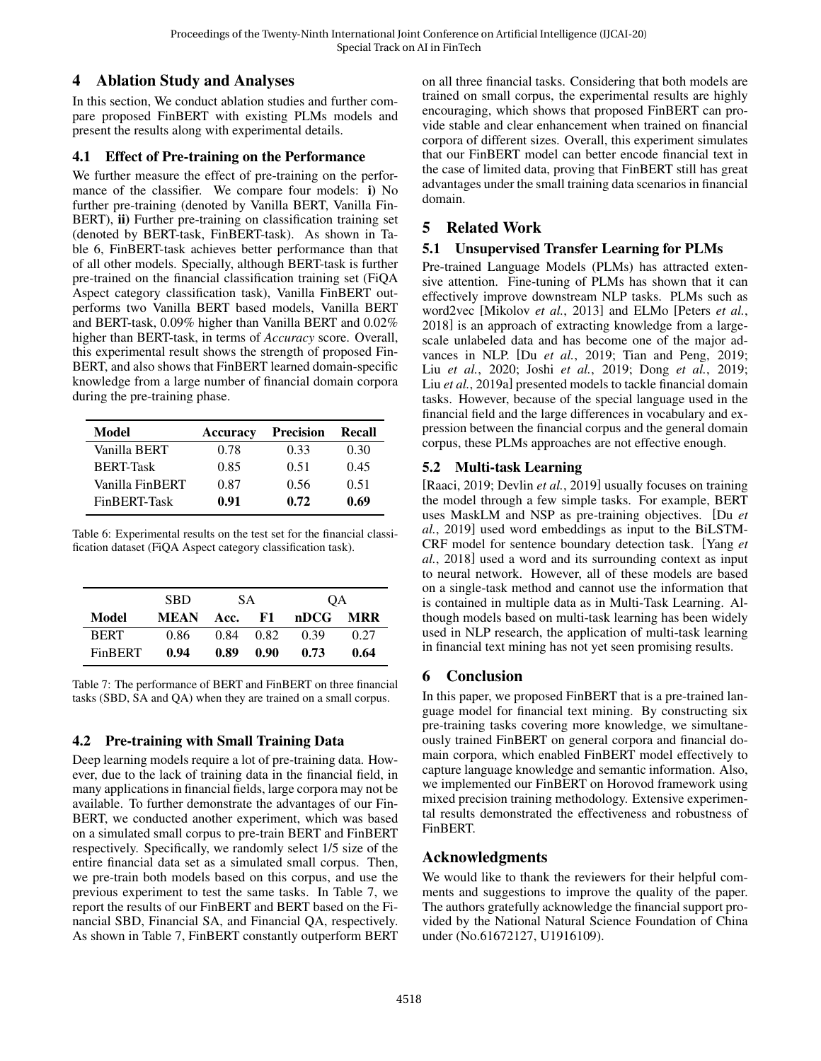## 4 Ablation Study and Analyses

In this section, We conduct ablation studies and further compare proposed FinBERT with existing PLMs models and present the results along with experimental details.

### 4.1 Effect of Pre-training on the Performance

We further measure the effect of pre-training on the performance of the classifier. We compare four models: **i)** No further pre-training (denoted by Vanilla BERT, Vanilla FinBERT), **ii)** Further pre-training on classification training set (denoted by BERT-task, FinBERT-task). As shown in Table 6, FinBERT-task achieves better performance than that of all other models. Specially, although BERT-task is further pre-trained on the financial classification training set (FiQA Aspect category classification task), Vanilla FinBERT outperforms two Vanilla BERT based models, Vanilla BERT and BERT-task, 0.09% higher than Vanilla BERT and 0.02% higher than BERT-task, in terms of *Accuracy* score. Overall, this experimental result shows the strength of proposed FinBERT, and also shows that FinBERT learned domain-specific knowledge from a large number of financial domain corpora during the pre-training phase.

| Model | Accuracy | Precision | Recall |
|---|---|---|---|
| Vanilla BERT | 0.78 | 0.33 | 0.30 |
| BERT-Task | 0.85 | 0.51 | 0.45 |
| Vanilla FinBERT | 0.87 | 0.56 | 0.51 |
| FinBERT-Task | **0.91** | **0.72** | **0.69** |

Table 6: Experimental results on the test set for the financial classification dataset (FiQA Aspect category classification task).

| | SBD | SA | | QA | |
|---|---|---|---|---|---|
| **Model** | **MEAN** | **Acc.** | **F1** | **nDCG** | **MRR** |
| BERT | 0.86 | 0.84 | 0.82 | 0.39 | 0.27 |
| FinBERT | **0.94** | **0.89** | **0.90** | **0.73** | **0.64** |

Table 7: The performance of BERT and FinBERT on three financial tasks (SBD, SA and QA) when they are trained on a small corpus.

### 4.2 Pre-training with Small Training Data

Deep learning models require a lot of pre-training data. However, due to the lack of training data in the financial field, in many applications in financial fields, large corpora may not be available. To further demonstrate the advantages of our FinBERT, we conducted another experiment, which was based on a simulated small corpus to pre-train BERT and FinBERT respectively. Specifically, we randomly select 1/5 size of the entire financial data set as a simulated small corpus. Then, we pre-train both models based on this corpus, and use the previous experiment to test the same tasks. In Table 7, we report the results of our FinBERT and BERT based on the Financial SBD, Financial SA, and Financial QA, respectively. As shown in Table 7, FinBERT constantly outperform BERT on all three financial tasks. Considering that both models are trained on small corpus, the experimental results are highly encouraging, which shows that proposed FinBERT can provide stable and clear enhancement when trained on financial corpora of different sizes. Overall, this experiment simulates that our FinBERT model can better encode financial text in the case of limited data, proving that FinBERT still has great advantages under the small training data scenarios in financial domain.

## 5 Related Work

### 5.1 Unsupervised Transfer Learning for PLMs

Pre-trained Language Models (PLMs) has attracted extensive attention. Fine-tuning of PLMs has shown that it can effectively improve downstream NLP tasks. PLMs such as word2vec [Mikolov *et al.*, 2013] and ELMo [Peters *et al.*, 2018] is an approach of extracting knowledge from a large-scale unlabeled data and has become one of the major advances in NLP. [Du *et al.*, 2019; Tian and Peng, 2019; Liu *et al.*, 2020; Joshi *et al.*, 2019; Dong *et al.*, 2019; Liu *et al.*, 2019a] presented models to tackle financial domain tasks. However, because of the special language used in the financial field and the large differences in vocabulary and expression between the financial corpus and the general domain corpus, these PLMs approaches are not effective enough.

### 5.2 Multi-task Learning

[Raaci, 2019; Devlin *et al.*, 2019] usually focuses on training the model through a few simple tasks. For example, BERT uses MaskLM and NSP as pre-training objectives. [Du *et al.*, 2019] used word embeddings as input to the BiLSTM-CRF model for sentence boundary detection task. [Yang *et al.*, 2018] used a word and its surrounding context as input to neural network. However, all of these models are based on a single-task method and cannot use the information that is contained in multiple data as in Multi-Task Learning. Although models based on multi-task learning has been widely used in NLP research, the application of multi-task learning in financial text mining has not yet seen promising results.

## 6 Conclusion

In this paper, we proposed FinBERT that is a pre-trained language model for financial text mining. By constructing six pre-training tasks covering more knowledge, we simultaneously trained FinBERT on general corpora and financial domain corpora, which enabled FinBERT model effectively to capture language knowledge and semantic information. Also, we implemented our FinBERT on Horovod framework using mixed precision training methodology. Extensive experimental results demonstrated the effectiveness and robustness of FinBERT.

## Acknowledgments

We would like to thank the reviewers for their helpful comments and suggestions to improve the quality of the paper. The authors gratefully acknowledge the financial support provided by the National Natural Science Foundation of China under (No.61672127, U1916109).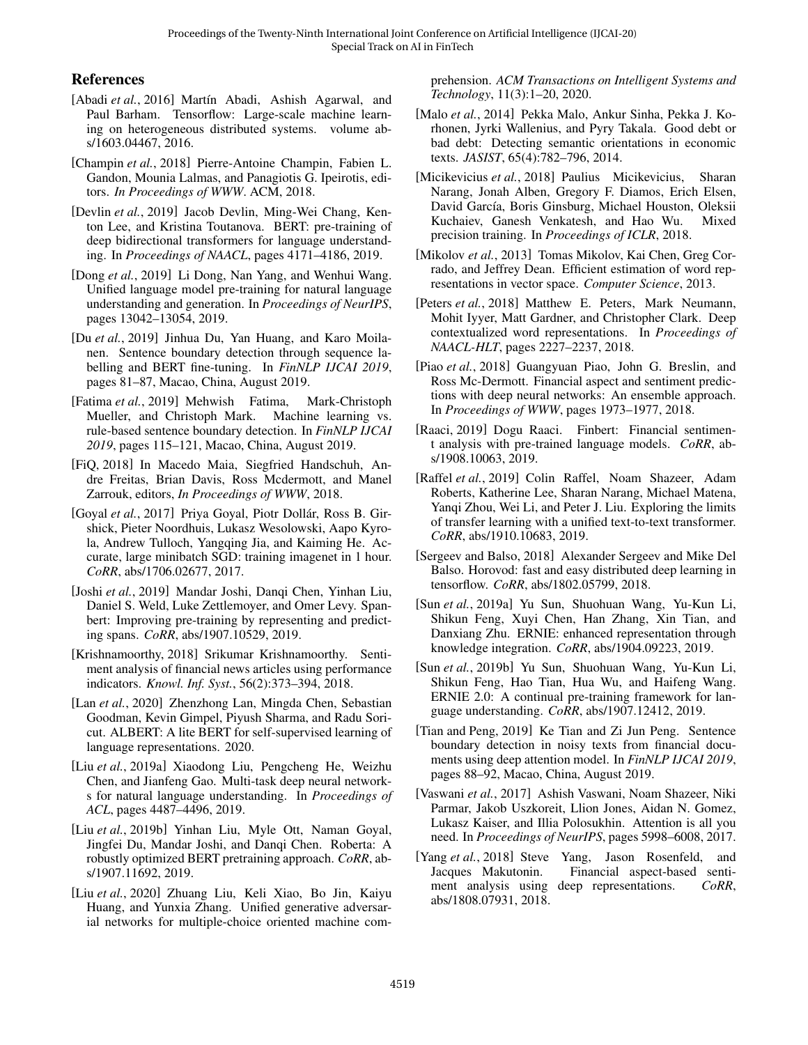## References

[Abadi *et al.*, 2016] Martín Abadi, Ashish Agarwal, and Paul Barham. Tensorflow: Large-scale machine learning on heterogeneous distributed systems. volume abs/1603.04467, 2016.

[Champin *et al.*, 2018] Pierre-Antoine Champin, Fabien L. Gandon, Mounia Lalmas, and Panagiotis G. Ipeirotis, editors. *In Proceedings of WWW*. ACM, 2018.

[Devlin *et al.*, 2019] Jacob Devlin, Ming-Wei Chang, Kenton Lee, and Kristina Toutanova. BERT: pre-training of deep bidirectional transformers for language understanding. In *Proceedings of NAACL*, pages 4171–4186, 2019.

[Dong *et al.*, 2019] Li Dong, Nan Yang, and Wenhui Wang. Unified language model pre-training for natural language understanding and generation. In *Proceedings of NeurIPS*, pages 13042–13054, 2019.

[Du *et al.*, 2019] Jinhua Du, Yan Huang, and Karo Moilanen. Sentence boundary detection through sequence labelling and BERT fine-tuning. In *FinNLP IJCAI 2019*, pages 81–87, Macao, China, August 2019.

[Fatima *et al.*, 2019] Mehwish Fatima, Mark-Christoph Mueller, and Christoph Mark. Machine learning vs. rule-based sentence boundary detection. In *FinNLP IJCAI 2019*, pages 115–121, Macao, China, August 2019.

[FiQ, 2018] In Macedo Maia, Siegfried Handschuh, Andre Freitas, Brian Davis, Ross Mcdermott, and Manel Zarrouk, editors, *In Proceedings of WWW*, 2018.

[Goyal *et al.*, 2017] Priya Goyal, Piotr Dollár, Ross B. Girshick, Pieter Noordhuis, Lukasz Wesolowski, Aapo Kyrola, Andrew Tulloch, Yangqing Jia, and Kaiming He. Accurate, large minibatch SGD: training imagenet in 1 hour. *CoRR*, abs/1706.02677, 2017.

[Joshi *et al.*, 2019] Mandar Joshi, Danqi Chen, Yinhan Liu, Daniel S. Weld, Luke Zettlemoyer, and Omer Levy. Spanbert: Improving pre-training by representing and predicting spans. *CoRR*, abs/1907.10529, 2019.

[Krishnamoorthy, 2018] Srikumar Krishnamoorthy. Sentiment analysis of financial news articles using performance indicators. *Knowl. Inf. Syst.*, 56(2):373–394, 2018.

[Lan *et al.*, 2020] Zhenzhong Lan, Mingda Chen, Sebastian Goodman, Kevin Gimpel, Piyush Sharma, and Radu Soricut. ALBERT: A lite BERT for self-supervised learning of language representations. 2020.

[Liu *et al.*, 2019a] Xiaodong Liu, Pengcheng He, Weizhu Chen, and Jianfeng Gao. Multi-task deep neural networks for natural language understanding. In *Proceedings of ACL*, pages 4487–4496, 2019.

[Liu *et al.*, 2019b] Yinhan Liu, Myle Ott, Naman Goyal, Jingfei Du, Mandar Joshi, and Danqi Chen. Roberta: A robustly optimized BERT pretraining approach. *CoRR*, abs/1907.11692, 2019.

[Liu *et al.*, 2020] Zhuang Liu, Keli Xiao, Bo Jin, Kaiyu Huang, and Yunxia Zhang. Unified generative adversarial networks for multiple-choice oriented machine comprehension. *ACM Transactions on Intelligent Systems and Technology*, 11(3):1–20, 2020.

[Malo *et al.*, 2014] Pekka Malo, Ankur Sinha, Pekka J. Korhonen, Jyrki Wallenius, and Pyry Takala. Good debt or bad debt: Detecting semantic orientations in economic texts. *JASIST*, 65(4):782–796, 2014.

[Micikevicius *et al.*, 2018] Paulius Micikevicius, Sharan Narang, Jonah Alben, Gregory F. Diamos, Erich Elsen, David García, Boris Ginsburg, Michael Houston, Oleksii Kuchaiev, Ganesh Venkatesh, and Hao Wu. Mixed precision training. In *Proceedings of ICLR*, 2018.

[Mikolov *et al.*, 2013] Tomas Mikolov, Kai Chen, Greg Corrado, and Jeffrey Dean. Efficient estimation of word representations in vector space. *Computer Science*, 2013.

[Peters *et al.*, 2018] Matthew E. Peters, Mark Neumann, Mohit Iyyer, Matt Gardner, and Christopher Clark. Deep contextualized word representations. In *Proceedings of NAACL-HLT*, pages 2227–2237, 2018.

[Piao *et al.*, 2018] Guangyuan Piao, John G. Breslin, and Ross Mc-Dermott. Financial aspect and sentiment predictions with deep neural networks: An ensemble approach. In *Proceedings of WWW*, pages 1973–1977, 2018.

[Raaci, 2019] Dogu Raaci. Finbert: Financial sentiment analysis with pre-trained language models. *CoRR*, abs/1908.10063, 2019.

[Raffel *et al.*, 2019] Colin Raffel, Noam Shazeer, Adam Roberts, Katherine Lee, Sharan Narang, Michael Matena, Yanqi Zhou, Wei Li, and Peter J. Liu. Exploring the limits of transfer learning with a unified text-to-text transformer. *CoRR*, abs/1910.10683, 2019.

[Sergeev and Balso, 2018] Alexander Sergeev and Mike Del Balso. Horovod: fast and easy distributed deep learning in tensorflow. *CoRR*, abs/1802.05799, 2018.

[Sun *et al.*, 2019a] Yu Sun, Shuohuan Wang, Yu-Kun Li, Shikun Feng, Xuyi Chen, Han Zhang, Xin Tian, and Danxiang Zhu. ERNIE: enhanced representation through knowledge integration. *CoRR*, abs/1904.09223, 2019.

[Sun *et al.*, 2019b] Yu Sun, Shuohuan Wang, Yu-Kun Li, Shikun Feng, Hao Tian, Hua Wu, and Haifeng Wang. ERNIE 2.0: A continual pre-training framework for language understanding. *CoRR*, abs/1907.12412, 2019.

[Tian and Peng, 2019] Ke Tian and Zi Jun Peng. Sentence boundary detection in noisy texts from financial documents using deep attention model. In *FinNLP IJCAI 2019*, pages 88–92, Macao, China, August 2019.

[Vaswani *et al.*, 2017] Ashish Vaswani, Noam Shazeer, Niki Parmar, Jakob Uszkoreit, Llion Jones, Aidan N. Gomez, Lukasz Kaiser, and Illia Polosukhin. Attention is all you need. In *Proceedings of NeurIPS*, pages 5998–6008, 2017.

[Yang *et al.*, 2018] Steve Yang, Jason Rosenfeld, and Jacques Makutonin. Financial aspect-based sentiment analysis using deep representations. *CoRR*, abs/1808.07931, 2018.